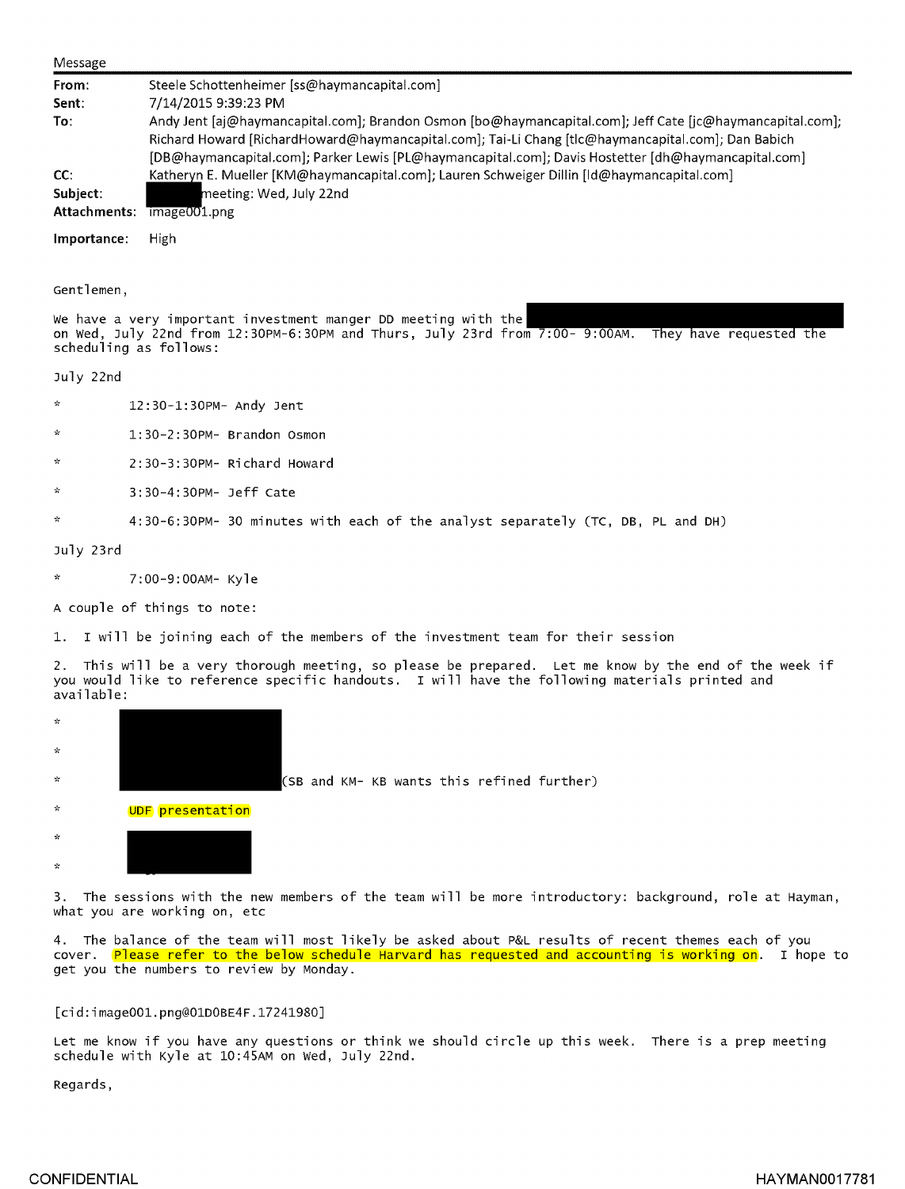Message

**From:** Steele Schottenheimer [ss@haymancapital.com]
**Sent:** 7/14/2015 9:39:23 PM
**To:** Andy Jent [aj@haymancapital.com]; Brandon Osmon [bo@haymancapital.com]; Jeff Cate [jc@haymancapital.com]; Richard Howard [RichardHoward@haymancapital.com]; Tai-Li Chang [tlc@haymancapital.com]; Dan Babich [DB@haymancapital.com]; Parker Lewis [PL@haymancapital.com]; Davis Hostetter [dh@haymancapital.com]
**CC:** Katheryn E. Mueller [KM@haymancapital.com]; Lauren Schweiger Dillin [ld@haymancapital.com]
**Subject:** [REDACTED] meeting: Wed, July 22nd
**Attachments:** image001.png

**Importance:** High

Gentlemen,

We have a very important investment manger DD meeting with the [REDACTED] on Wed, July 22nd from 12:30PM-6:30PM and Thurs, July 23rd from 7:00- 9:00AM. They have requested the scheduling as follows:

July 22nd

* 12:30-1:30PM- Andy Jent
* 1:30-2:30PM- Brandon Osmon
* 2:30-3:30PM- Richard Howard
* 3:30-4:30PM- Jeff Cate
* 4:30-6:30PM- 30 minutes with each of the analyst separately (TC, DB, PL and DH)

July 23rd

* 7:00-9:00AM- Kyle

A couple of things to note:

1. I will be joining each of the members of the investment team for their session

2. This will be a very thorough meeting, so please be prepared. Let me know by the end of the week if you would like to reference specific handouts. I will have the following materials printed and available:

* [REDACTED]
* [REDACTED]
* [REDACTED] (SB and KM- KB wants this refined further)
* UDF presentation
* [REDACTED]
* [REDACTED]

3. The sessions with the new members of the team will be more introductory: background, role at Hayman, what you are working on, etc

4. The balance of the team will most likely be asked about P&L results of recent themes each of you cover. Please refer to the below schedule Harvard has requested and accounting is working on. I hope to get you the numbers to review by Monday.

[cid:image001.png@01D0BE4F.17241980]

Let me know if you have any questions or think we should circle up this week. There is a prep meeting schedule with Kyle at 10:45AM on Wed, July 22nd.

Regards,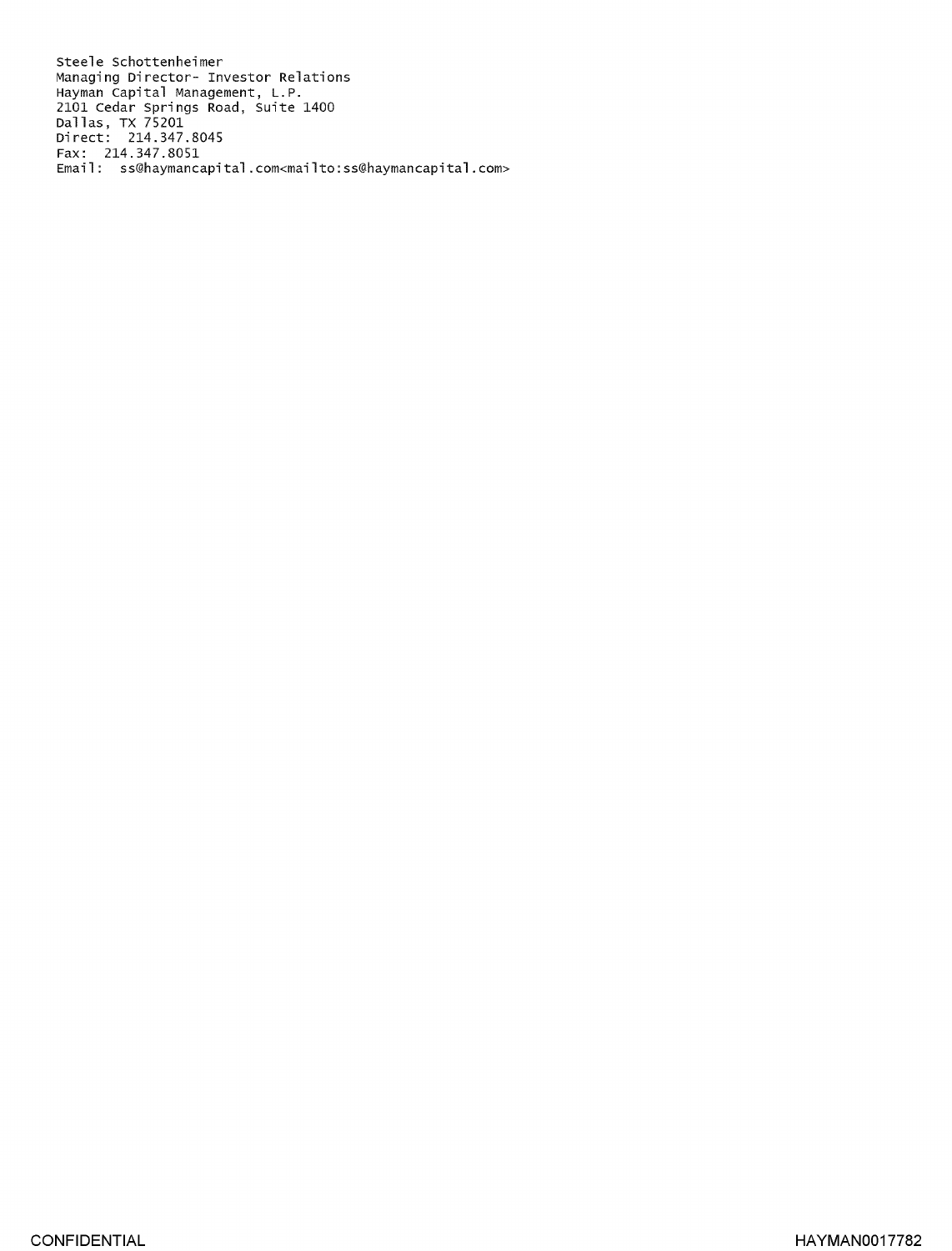Steele Schottenheimer
Managing Director- Investor Relations
Hayman Capital Management, L.P.
2101 Cedar Springs Road, Suite 1400
Dallas, TX 75201
Direct: 214.347.8045
Fax: 214.347.8051
Email: ss@haymancapital.com<mailto:ss@haymancapital.com>

CONFIDENTIAL

HAYMAN0017782